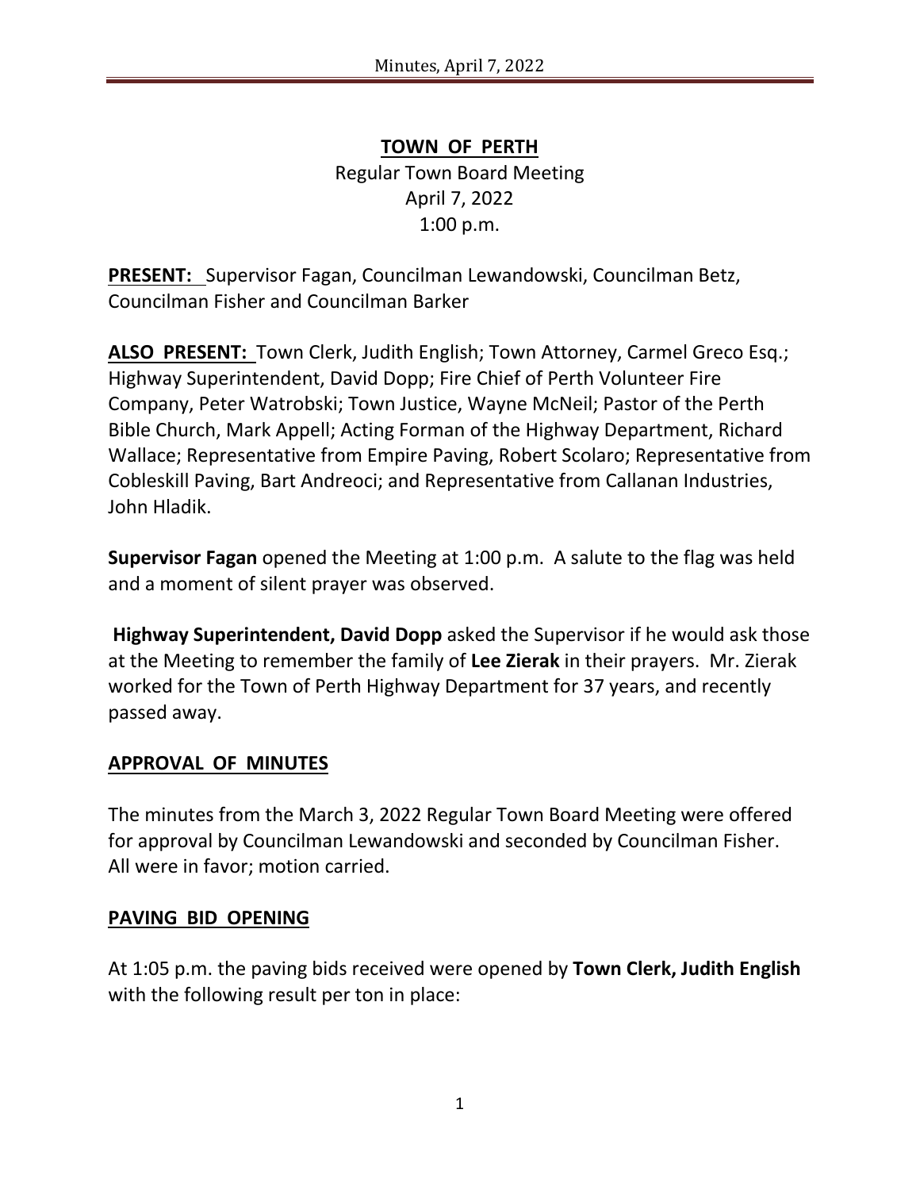# TOWN OF PERTH

Regular Town Board Meeting
April 7, 2022
1:00 p.m.

**PRESENT:** Supervisor Fagan, Councilman Lewandowski, Councilman Betz, Councilman Fisher and Councilman Barker

**ALSO PRESENT:** Town Clerk, Judith English; Town Attorney, Carmel Greco Esq.; Highway Superintendent, David Dopp; Fire Chief of Perth Volunteer Fire Company, Peter Watrobski; Town Justice, Wayne McNeil; Pastor of the Perth Bible Church, Mark Appell; Acting Forman of the Highway Department, Richard Wallace; Representative from Empire Paving, Robert Scolaro; Representative from Cobleskill Paving, Bart Andreoci; and Representative from Callanan Industries, John Hladik.

**Supervisor Fagan** opened the Meeting at 1:00 p.m. A salute to the flag was held and a moment of silent prayer was observed.

**Highway Superintendent, David Dopp** asked the Supervisor if he would ask those at the Meeting to remember the family of **Lee Zierak** in their prayers. Mr. Zierak worked for the Town of Perth Highway Department for 37 years, and recently passed away.

## APPROVAL OF MINUTES

The minutes from the March 3, 2022 Regular Town Board Meeting were offered for approval by Councilman Lewandowski and seconded by Councilman Fisher. All were in favor; motion carried.

## PAVING BID OPENING

At 1:05 p.m. the paving bids received were opened by **Town Clerk, Judith English** with the following result per ton in place: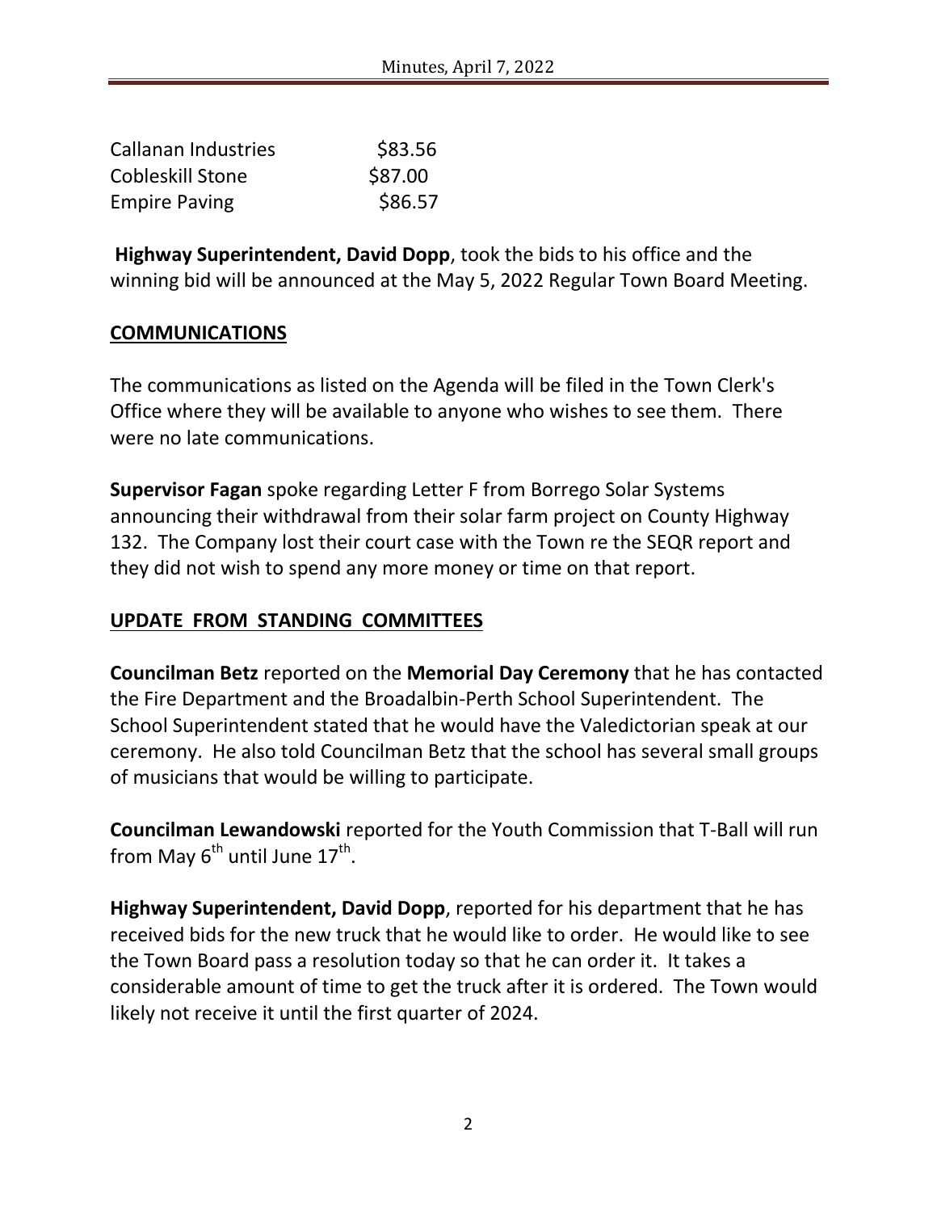| | |
|---|---|
| Callanan Industries | $83.56 |
| Cobleskill Stone | $87.00 |
| Empire Paving | $86.57 |

**Highway Superintendent, David Dopp**, took the bids to his office and the winning bid will be announced at the May 5, 2022 Regular Town Board Meeting.

## COMMUNICATIONS

The communications as listed on the Agenda will be filed in the Town Clerk's Office where they will be available to anyone who wishes to see them. There were no late communications.

**Supervisor Fagan** spoke regarding Letter F from Borrego Solar Systems announcing their withdrawal from their solar farm project on County Highway 132. The Company lost their court case with the Town re the SEQR report and they did not wish to spend any more money or time on that report.

## UPDATE FROM STANDING COMMITTEES

**Councilman Betz** reported on the **Memorial Day Ceremony** that he has contacted the Fire Department and the Broadalbin-Perth School Superintendent. The School Superintendent stated that he would have the Valedictorian speak at our ceremony. He also told Councilman Betz that the school has several small groups of musicians that would be willing to participate.

**Councilman Lewandowski** reported for the Youth Commission that T-Ball will run from May 6th until June 17th.

**Highway Superintendent, David Dopp**, reported for his department that he has received bids for the new truck that he would like to order. He would like to see the Town Board pass a resolution today so that he can order it. It takes a considerable amount of time to get the truck after it is ordered. The Town would likely not receive it until the first quarter of 2024.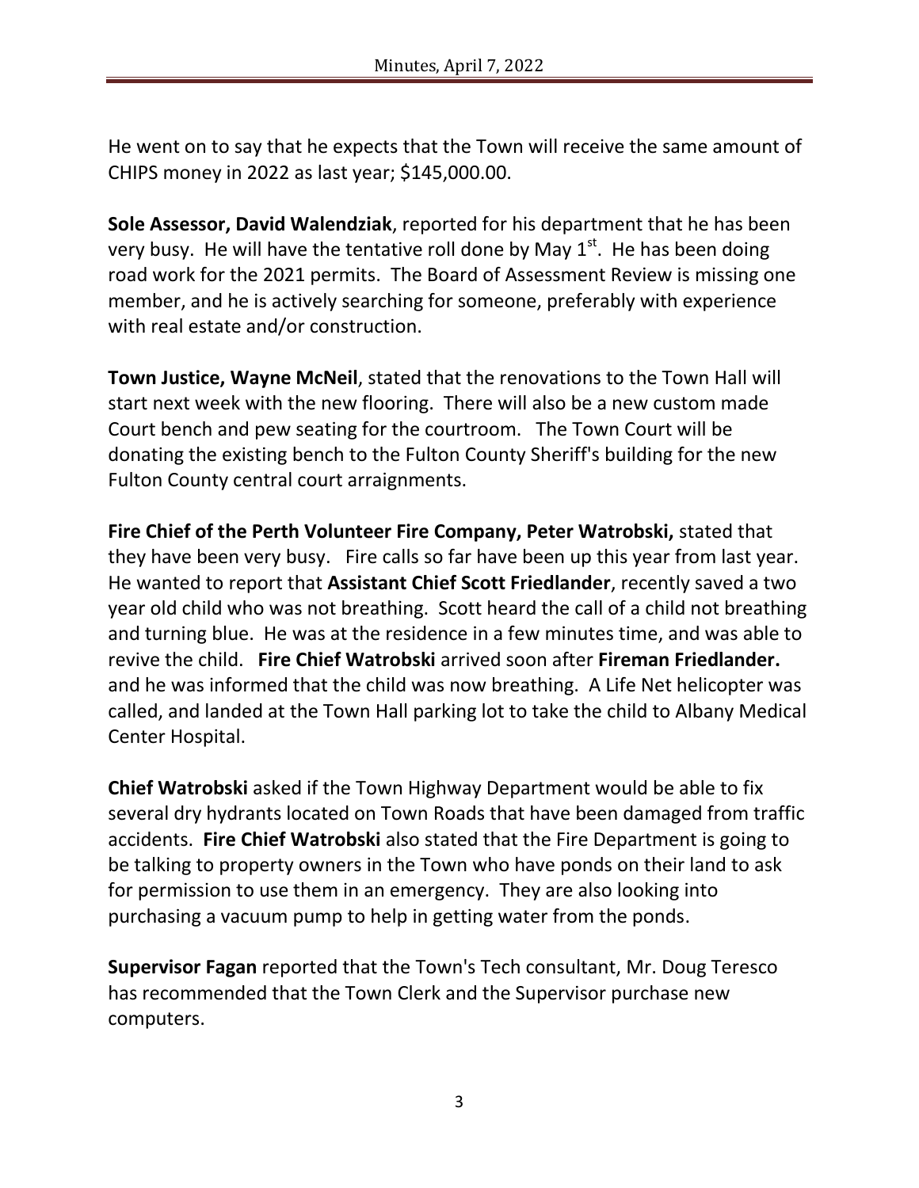He went on to say that he expects that the Town will receive the same amount of CHIPS money in 2022 as last year; $145,000.00.

**Sole Assessor, David Walendziak**, reported for his department that he has been very busy. He will have the tentative roll done by May 1st. He has been doing road work for the 2021 permits. The Board of Assessment Review is missing one member, and he is actively searching for someone, preferably with experience with real estate and/or construction.

**Town Justice, Wayne McNeil**, stated that the renovations to the Town Hall will start next week with the new flooring. There will also be a new custom made Court bench and pew seating for the courtroom. The Town Court will be donating the existing bench to the Fulton County Sheriff's building for the new Fulton County central court arraignments.

**Fire Chief of the Perth Volunteer Fire Company, Peter Watrobski,** stated that they have been very busy. Fire calls so far have been up this year from last year. He wanted to report that **Assistant Chief Scott Friedlander**, recently saved a two year old child who was not breathing. Scott heard the call of a child not breathing and turning blue. He was at the residence in a few minutes time, and was able to revive the child. **Fire Chief Watrobski** arrived soon after **Fireman Friedlander.** and he was informed that the child was now breathing. A Life Net helicopter was called, and landed at the Town Hall parking lot to take the child to Albany Medical Center Hospital.

**Chief Watrobski** asked if the Town Highway Department would be able to fix several dry hydrants located on Town Roads that have been damaged from traffic accidents. **Fire Chief Watrobski** also stated that the Fire Department is going to be talking to property owners in the Town who have ponds on their land to ask for permission to use them in an emergency. They are also looking into purchasing a vacuum pump to help in getting water from the ponds.

**Supervisor Fagan** reported that the Town's Tech consultant, Mr. Doug Teresco has recommended that the Town Clerk and the Supervisor purchase new computers.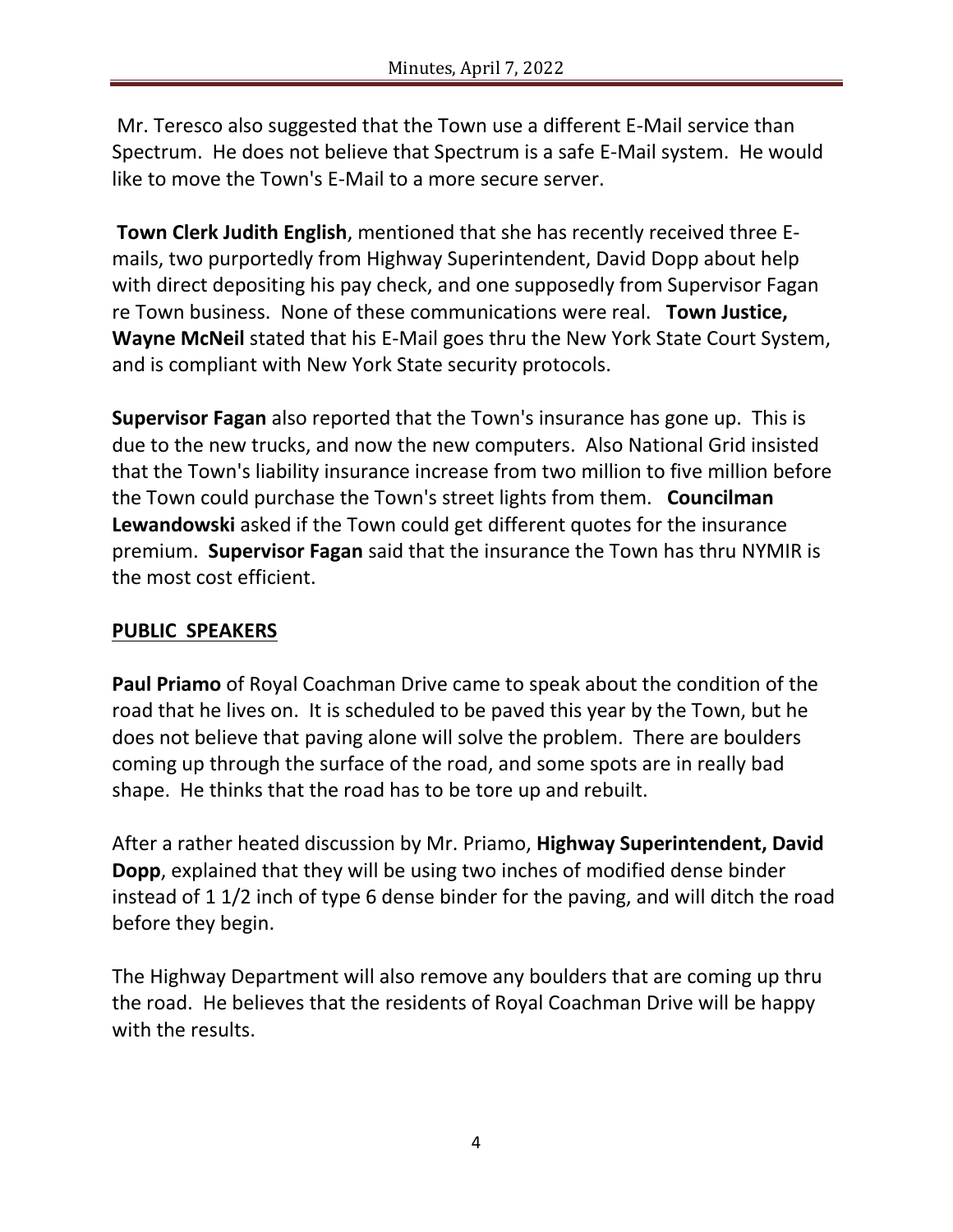Mr. Teresco also suggested that the Town use a different E-Mail service than Spectrum. He does not believe that Spectrum is a safe E-Mail system. He would like to move the Town's E-Mail to a more secure server.

**Town Clerk Judith English**, mentioned that she has recently received three E-mails, two purportedly from Highway Superintendent, David Dopp about help with direct depositing his pay check, and one supposedly from Supervisor Fagan re Town business. None of these communications were real. **Town Justice, Wayne McNeil** stated that his E-Mail goes thru the New York State Court System, and is compliant with New York State security protocols.

**Supervisor Fagan** also reported that the Town's insurance has gone up. This is due to the new trucks, and now the new computers. Also National Grid insisted that the Town's liability insurance increase from two million to five million before the Town could purchase the Town's street lights from them. **Councilman Lewandowski** asked if the Town could get different quotes for the insurance premium. **Supervisor Fagan** said that the insurance the Town has thru NYMIR is the most cost efficient.

## PUBLIC SPEAKERS

**Paul Priamo** of Royal Coachman Drive came to speak about the condition of the road that he lives on. It is scheduled to be paved this year by the Town, but he does not believe that paving alone will solve the problem. There are boulders coming up through the surface of the road, and some spots are in really bad shape. He thinks that the road has to be tore up and rebuilt.

After a rather heated discussion by Mr. Priamo, **Highway Superintendent, David Dopp**, explained that they will be using two inches of modified dense binder instead of 1 1/2 inch of type 6 dense binder for the paving, and will ditch the road before they begin.

The Highway Department will also remove any boulders that are coming up thru the road. He believes that the residents of Royal Coachman Drive will be happy with the results.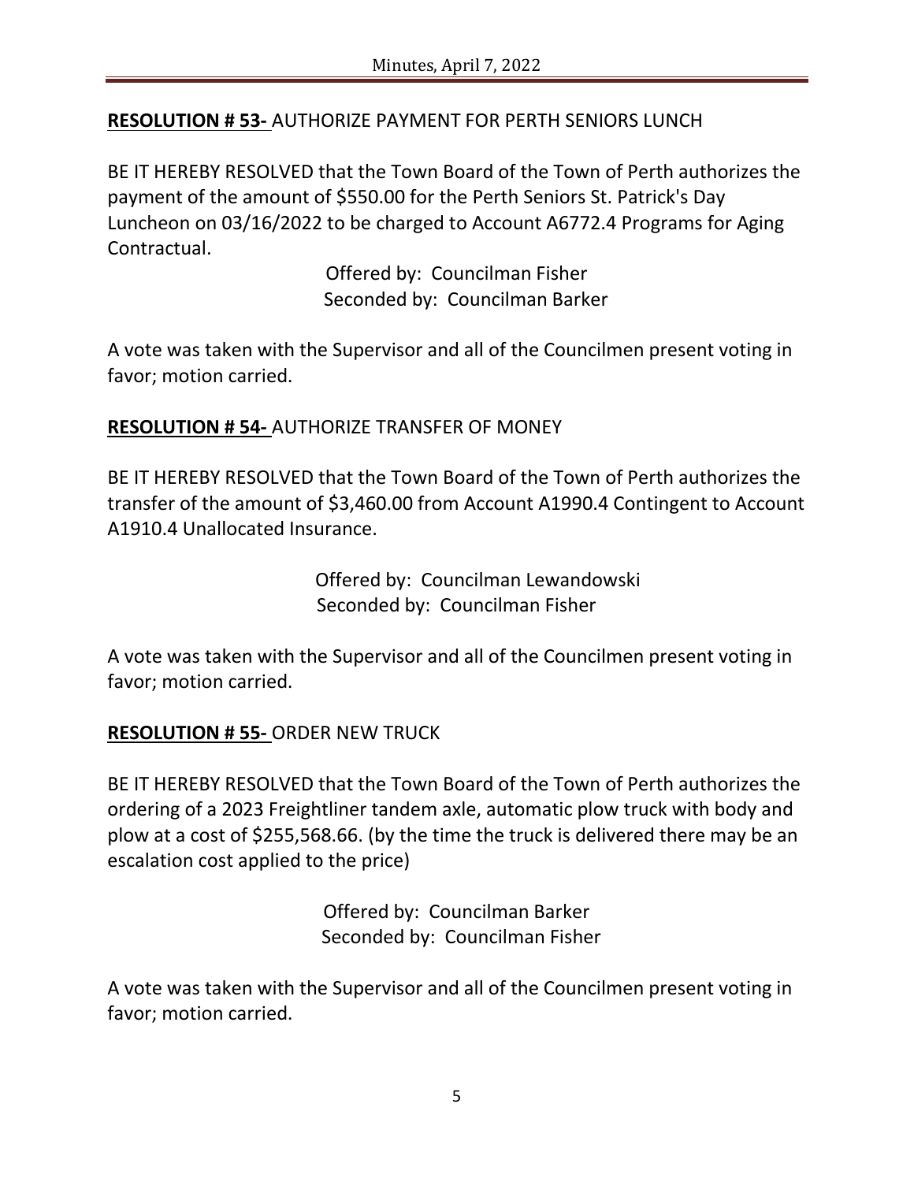**RESOLUTION # 53-** AUTHORIZE PAYMENT FOR PERTH SENIORS LUNCH

BE IT HEREBY RESOLVED that the Town Board of the Town of Perth authorizes the payment of the amount of $550.00 for the Perth Seniors St. Patrick's Day Luncheon on 03/16/2022 to be charged to Account A6772.4 Programs for Aging Contractual.

Offered by: Councilman Fisher
Seconded by: Councilman Barker

A vote was taken with the Supervisor and all of the Councilmen present voting in favor; motion carried.

**RESOLUTION # 54-** AUTHORIZE TRANSFER OF MONEY

BE IT HEREBY RESOLVED that the Town Board of the Town of Perth authorizes the transfer of the amount of $3,460.00 from Account A1990.4 Contingent to Account A1910.4 Unallocated Insurance.

Offered by: Councilman Lewandowski
Seconded by: Councilman Fisher

A vote was taken with the Supervisor and all of the Councilmen present voting in favor; motion carried.

**RESOLUTION # 55-** ORDER NEW TRUCK

BE IT HEREBY RESOLVED that the Town Board of the Town of Perth authorizes the ordering of a 2023 Freightliner tandem axle, automatic plow truck with body and plow at a cost of $255,568.66. (by the time the truck is delivered there may be an escalation cost applied to the price)

Offered by: Councilman Barker
Seconded by: Councilman Fisher

A vote was taken with the Supervisor and all of the Councilmen present voting in favor; motion carried.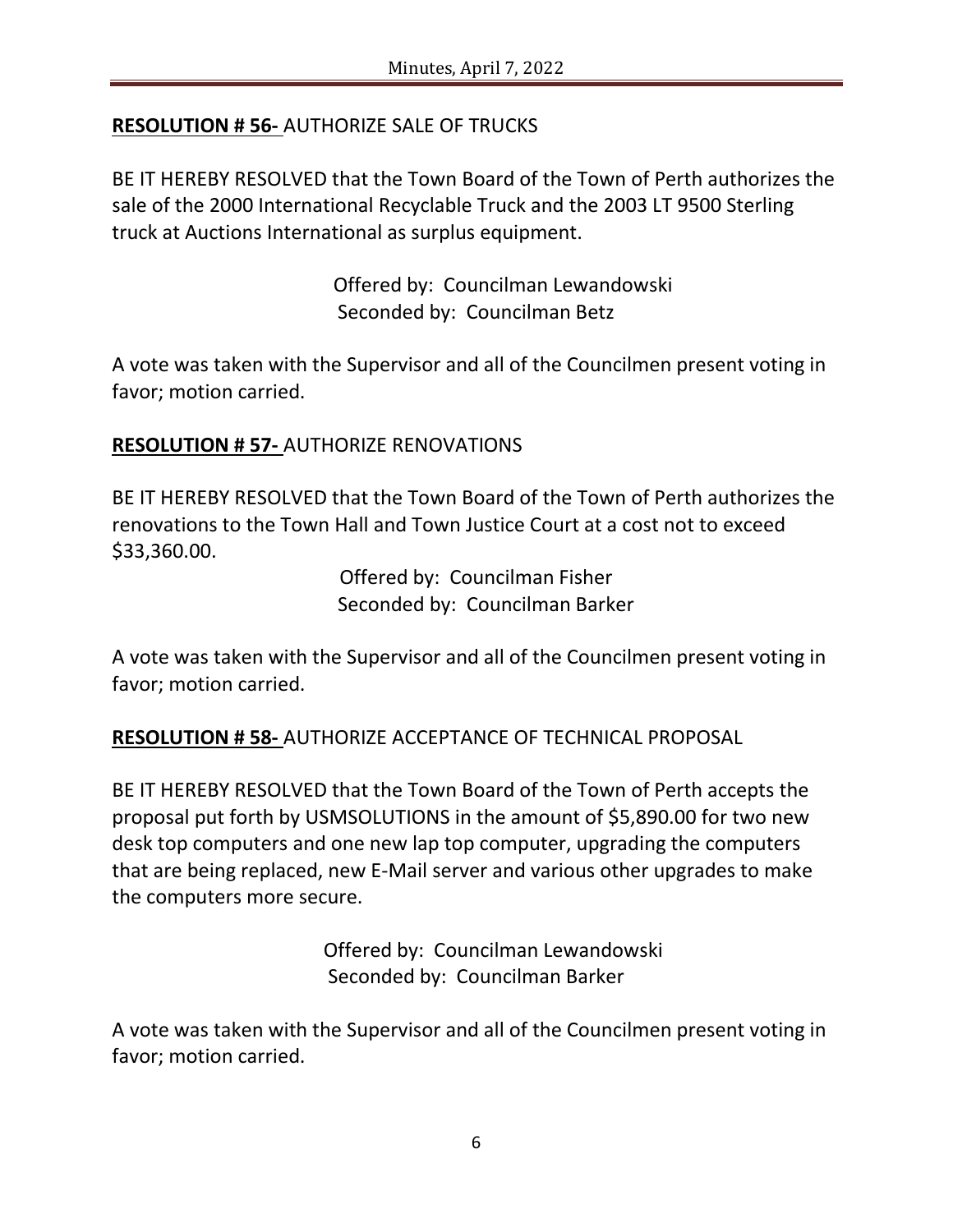**RESOLUTION # 56-** AUTHORIZE SALE OF TRUCKS

BE IT HEREBY RESOLVED that the Town Board of the Town of Perth authorizes the sale of the 2000 International Recyclable Truck and the 2003 LT 9500 Sterling truck at Auctions International as surplus equipment.

Offered by: Councilman Lewandowski
Seconded by: Councilman Betz

A vote was taken with the Supervisor and all of the Councilmen present voting in favor; motion carried.

**RESOLUTION # 57-** AUTHORIZE RENOVATIONS

BE IT HEREBY RESOLVED that the Town Board of the Town of Perth authorizes the renovations to the Town Hall and Town Justice Court at a cost not to exceed $33,360.00.

Offered by: Councilman Fisher
Seconded by: Councilman Barker

A vote was taken with the Supervisor and all of the Councilmen present voting in favor; motion carried.

**RESOLUTION # 58-** AUTHORIZE ACCEPTANCE OF TECHNICAL PROPOSAL

BE IT HEREBY RESOLVED that the Town Board of the Town of Perth accepts the proposal put forth by USMSOLUTIONS in the amount of $5,890.00 for two new desk top computers and one new lap top computer, upgrading the computers that are being replaced, new E-Mail server and various other upgrades to make the computers more secure.

Offered by: Councilman Lewandowski
Seconded by: Councilman Barker

A vote was taken with the Supervisor and all of the Councilmen present voting in favor; motion carried.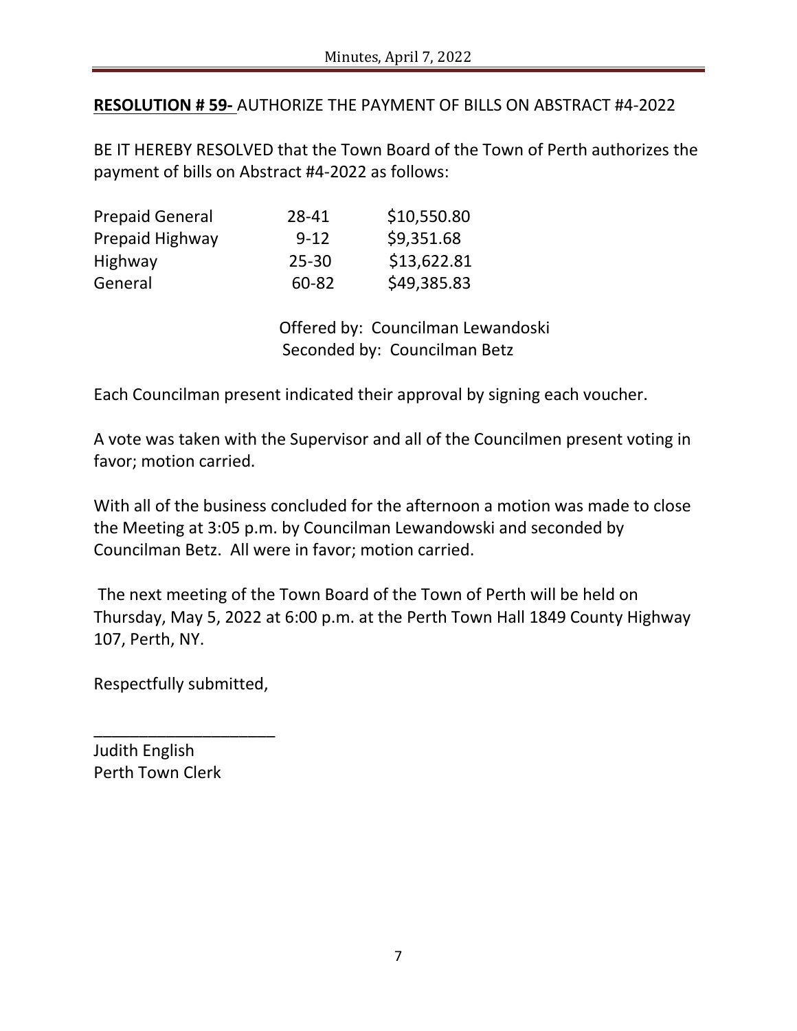**RESOLUTION # 59-** AUTHORIZE THE PAYMENT OF BILLS ON ABSTRACT #4-2022

BE IT HEREBY RESOLVED that the Town Board of the Town of Perth authorizes the payment of bills on Abstract #4-2022 as follows:

| | | |
|---|---|---|
| Prepaid General | 28-41 | $10,550.80 |
| Prepaid Highway | 9-12 | $9,351.68 |
| Highway | 25-30 | $13,622.81 |
| General | 60-82 | $49,385.83 |

Offered by: Councilman Lewandoski
Seconded by: Councilman Betz

Each Councilman present indicated their approval by signing each voucher.

A vote was taken with the Supervisor and all of the Councilmen present voting in favor; motion carried.

With all of the business concluded for the afternoon a motion was made to close the Meeting at 3:05 p.m. by Councilman Lewandowski and seconded by Councilman Betz. All were in favor; motion carried.

The next meeting of the Town Board of the Town of Perth will be held on Thursday, May 5, 2022 at 6:00 p.m. at the Perth Town Hall 1849 County Highway 107, Perth, NY.

Respectfully submitted,

\_\_\_\_\_\_\_\_\_\_\_\_\_\_\_\_\_\_\_\_\_

Judith English
Perth Town Clerk